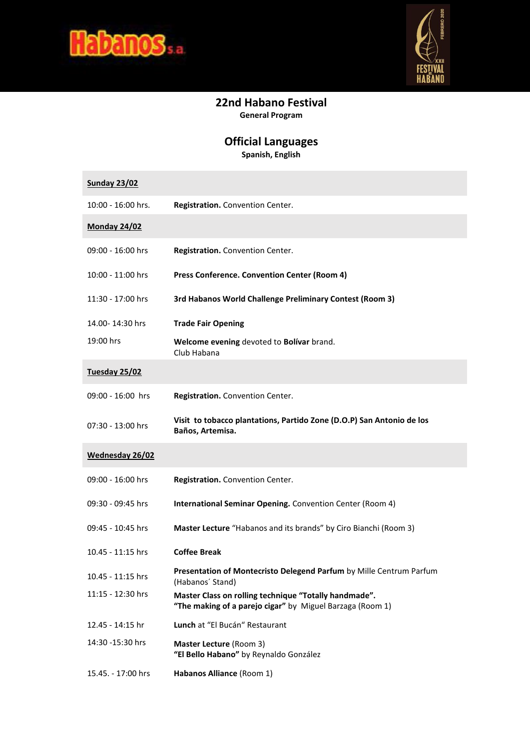# 22nd Habano Festival

**General Program**

## Official Languages

**Spanish, English**

| **Sunday 23/02** | |
|---|---|
| 10:00 - 16:00 hrs. | **Registration.** Convention Center. |
| **Monday 24/02** | |
| 09:00 - 16:00 hrs | **Registration.** Convention Center. |
| 10:00 - 11:00 hrs | **Press Conference. Convention Center (Room 4)** |
| 11:30 - 17:00 hrs | **3rd Habanos World Challenge Preliminary Contest (Room 3)** |
| 14.00- 14:30 hrs | **Trade Fair Opening** |
| 19:00 hrs | **Welcome evening** devoted to **Bolívar** brand. Club Habana |
| **Tuesday 25/02** | |
| 09:00 - 16:00 hrs | **Registration.** Convention Center. |
| 07:30 - 13:00 hrs | **Visit to tobacco plantations, Partido Zone (D.O.P) San Antonio de los Baños, Artemisa.** |
| **Wednesday 26/02** | |
| 09:00 - 16:00 hrs | **Registration.** Convention Center. |
| 09:30 - 09:45 hrs | **International Seminar Opening.** Convention Center (Room 4) |
| 09:45 - 10:45 hrs | **Master Lecture** "Habanos and its brands" by Ciro Bianchi (Room 3) |
| 10.45 - 11:15 hrs | **Coffee Break** |
| 10.45 - 11:15 hrs | **Presentation of Montecristo Delegend Parfum** by Mille Centrum Parfum (Habanos´ Stand) |
| 11:15 - 12:30 hrs | **Master Class on rolling technique "Totally handmade". "The making of a parejo cigar"** by Miguel Barzaga (Room 1) |
| 12.45 - 14:15 hr | **Lunch** at "El Bucán" Restaurant |
| 14:30 -15:30 hrs | **Master Lecture** (Room 3) **"El Bello Habano"** by Reynaldo González |
| 15.45. - 17:00 hrs | **Habanos Alliance** (Room 1) |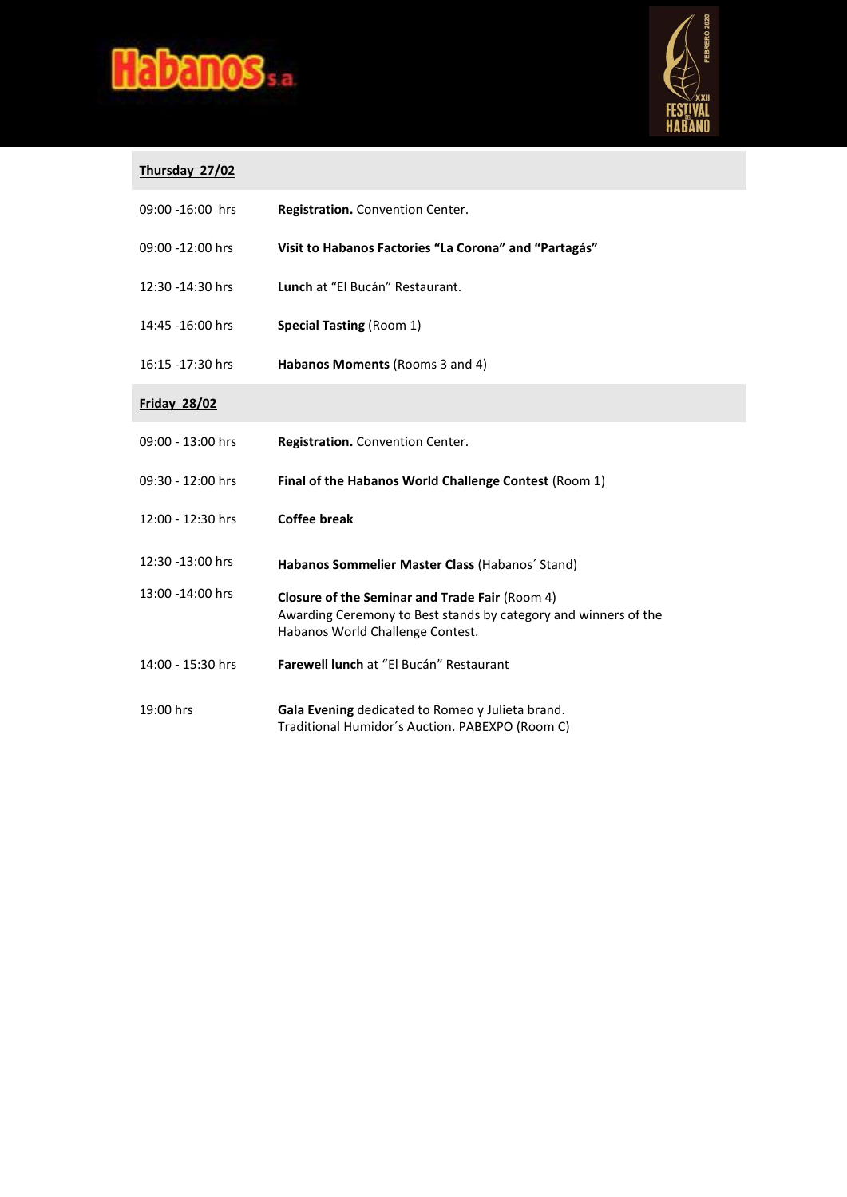| | |
|---|---|
| **Thursday 27/02** | |
| 09:00 -16:00 hrs | **Registration.** Convention Center. |
| 09:00 -12:00 hrs | **Visit to Habanos Factories “La Corona” and “Partagás”** |
| 12:30 -14:30 hrs | **Lunch** at “El Bucán” Restaurant. |
| 14:45 -16:00 hrs | **Special Tasting** (Room 1) |
| 16:15 -17:30 hrs | **Habanos Moments** (Rooms 3 and 4) |
| **Friday 28/02** | |
| 09:00 - 13:00 hrs | **Registration.** Convention Center. |
| 09:30 - 12:00 hrs | **Final of the Habanos World Challenge Contest** (Room 1) |
| 12:00 - 12:30 hrs | **Coffee break** |
| 12:30 -13:00 hrs | **Habanos Sommelier Master Class** (Habanos´ Stand) |
| 13:00 -14:00 hrs | **Closure of the Seminar and Trade Fair** (Room 4) Awarding Ceremony to Best stands by category and winners of the Habanos World Challenge Contest. |
| 14:00 - 15:30 hrs | **Farewell lunch** at “El Bucán” Restaurant |
| 19:00 hrs | **Gala Evening** dedicated to Romeo y Julieta brand. Traditional Humidor´s Auction. PABEXPO (Room C) |